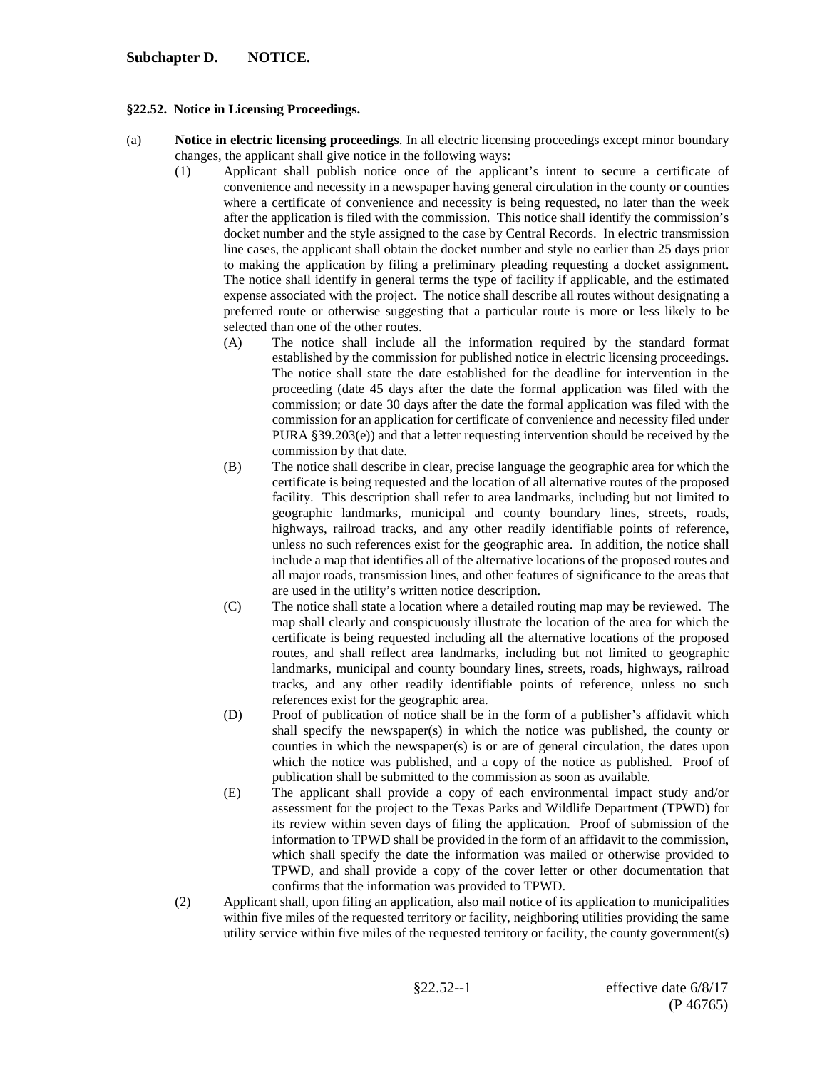## Subchapter D. NOTICE.

### §22.52. Notice in Licensing Proceedings.

(a) **Notice in electric licensing proceedings**. In all electric licensing proceedings except minor boundary changes, the applicant shall give notice in the following ways:

(1) Applicant shall publish notice once of the applicant's intent to secure a certificate of convenience and necessity in a newspaper having general circulation in the county or counties where a certificate of convenience and necessity is being requested, no later than the week after the application is filed with the commission. This notice shall identify the commission's docket number and the style assigned to the case by Central Records. In electric transmission line cases, the applicant shall obtain the docket number and style no earlier than 25 days prior to making the application by filing a preliminary pleading requesting a docket assignment. The notice shall identify in general terms the type of facility if applicable, and the estimated expense associated with the project. The notice shall describe all routes without designating a preferred route or otherwise suggesting that a particular route is more or less likely to be selected than one of the other routes.

(A) The notice shall include all the information required by the standard format established by the commission for published notice in electric licensing proceedings. The notice shall state the date established for the deadline for intervention in the proceeding (date 45 days after the date the formal application was filed with the commission; or date 30 days after the date the formal application was filed with the commission for an application for certificate of convenience and necessity filed under PURA §39.203(e)) and that a letter requesting intervention should be received by the commission by that date.

(B) The notice shall describe in clear, precise language the geographic area for which the certificate is being requested and the location of all alternative routes of the proposed facility. This description shall refer to area landmarks, including but not limited to geographic landmarks, municipal and county boundary lines, streets, roads, highways, railroad tracks, and any other readily identifiable points of reference, unless no such references exist for the geographic area. In addition, the notice shall include a map that identifies all of the alternative locations of the proposed routes and all major roads, transmission lines, and other features of significance to the areas that are used in the utility's written notice description.

(C) The notice shall state a location where a detailed routing map may be reviewed. The map shall clearly and conspicuously illustrate the location of the area for which the certificate is being requested including all the alternative locations of the proposed routes, and shall reflect area landmarks, including but not limited to geographic landmarks, municipal and county boundary lines, streets, roads, highways, railroad tracks, and any other readily identifiable points of reference, unless no such references exist for the geographic area.

(D) Proof of publication of notice shall be in the form of a publisher's affidavit which shall specify the newspaper(s) in which the notice was published, the county or counties in which the newspaper(s) is or are of general circulation, the dates upon which the notice was published, and a copy of the notice as published. Proof of publication shall be submitted to the commission as soon as available.

(E) The applicant shall provide a copy of each environmental impact study and/or assessment for the project to the Texas Parks and Wildlife Department (TPWD) for its review within seven days of filing the application. Proof of submission of the information to TPWD shall be provided in the form of an affidavit to the commission, which shall specify the date the information was mailed or otherwise provided to TPWD, and shall provide a copy of the cover letter or other documentation that confirms that the information was provided to TPWD.

(2) Applicant shall, upon filing an application, also mail notice of its application to municipalities within five miles of the requested territory or facility, neighboring utilities providing the same utility service within five miles of the requested territory or facility, the county government(s)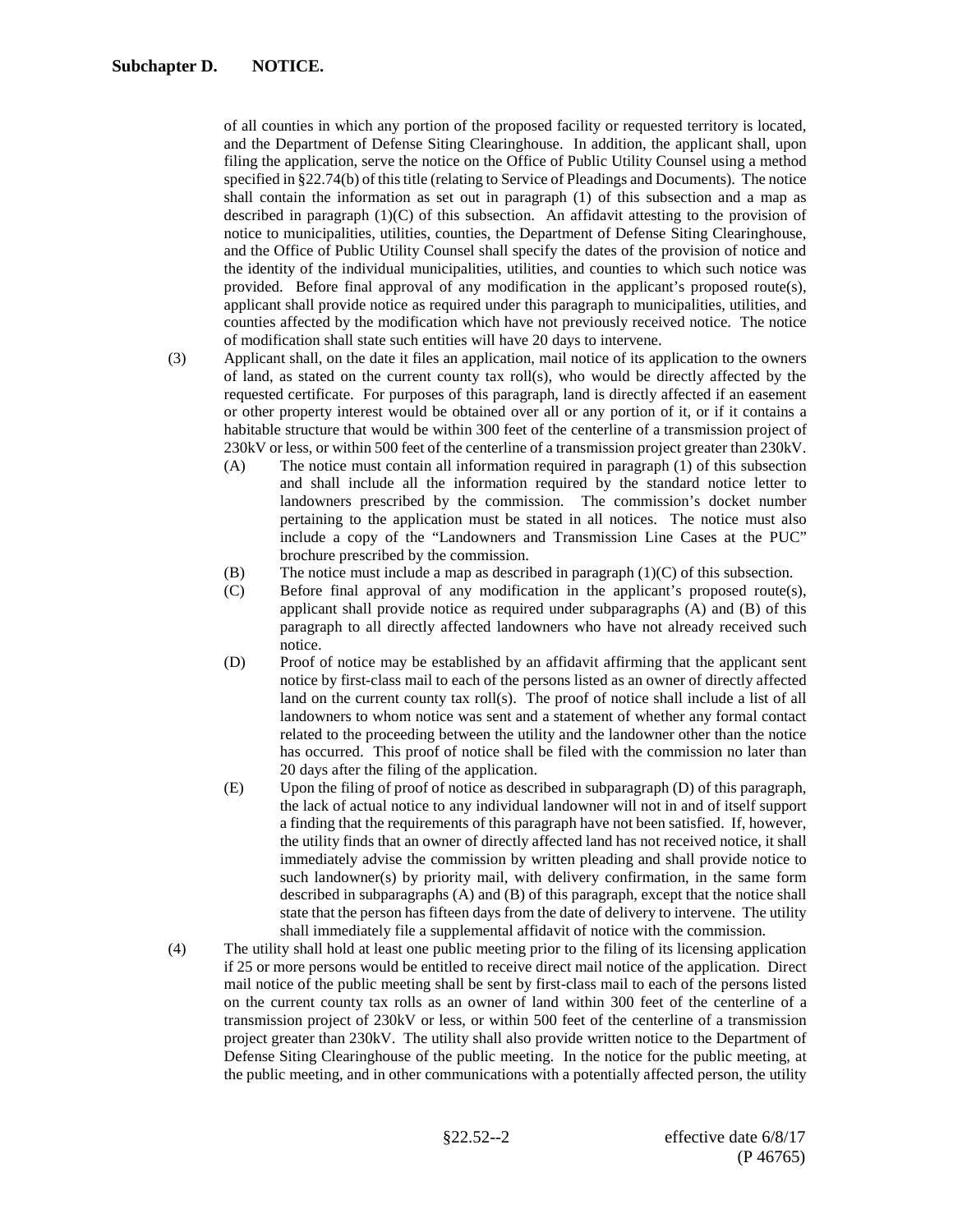of all counties in which any portion of the proposed facility or requested territory is located, and the Department of Defense Siting Clearinghouse. In addition, the applicant shall, upon filing the application, serve the notice on the Office of Public Utility Counsel using a method specified in §22.74(b) of this title (relating to Service of Pleadings and Documents). The notice shall contain the information as set out in paragraph (1) of this subsection and a map as described in paragraph (1)(C) of this subsection. An affidavit attesting to the provision of notice to municipalities, utilities, counties, the Department of Defense Siting Clearinghouse, and the Office of Public Utility Counsel shall specify the dates of the provision of notice and the identity of the individual municipalities, utilities, and counties to which such notice was provided. Before final approval of any modification in the applicant's proposed route(s), applicant shall provide notice as required under this paragraph to municipalities, utilities, and counties affected by the modification which have not previously received notice. The notice of modification shall state such entities will have 20 days to intervene.

(3) Applicant shall, on the date it files an application, mail notice of its application to the owners of land, as stated on the current county tax roll(s), who would be directly affected by the requested certificate. For purposes of this paragraph, land is directly affected if an easement or other property interest would be obtained over all or any portion of it, or if it contains a habitable structure that would be within 300 feet of the centerline of a transmission project of 230kV or less, or within 500 feet of the centerline of a transmission project greater than 230kV.

   (A) The notice must contain all information required in paragraph (1) of this subsection and shall include all the information required by the standard notice letter to landowners prescribed by the commission. The commission's docket number pertaining to the application must be stated in all notices. The notice must also include a copy of the "Landowners and Transmission Line Cases at the PUC" brochure prescribed by the commission.

   (B) The notice must include a map as described in paragraph (1)(C) of this subsection.

   (C) Before final approval of any modification in the applicant's proposed route(s), applicant shall provide notice as required under subparagraphs (A) and (B) of this paragraph to all directly affected landowners who have not already received such notice.

   (D) Proof of notice may be established by an affidavit affirming that the applicant sent notice by first-class mail to each of the persons listed as an owner of directly affected land on the current county tax roll(s). The proof of notice shall include a list of all landowners to whom notice was sent and a statement of whether any formal contact related to the proceeding between the utility and the landowner other than the notice has occurred. This proof of notice shall be filed with the commission no later than 20 days after the filing of the application.

   (E) Upon the filing of proof of notice as described in subparagraph (D) of this paragraph, the lack of actual notice to any individual landowner will not in and of itself support a finding that the requirements of this paragraph have not been satisfied. If, however, the utility finds that an owner of directly affected land has not received notice, it shall immediately advise the commission by written pleading and shall provide notice to such landowner(s) by priority mail, with delivery confirmation, in the same form described in subparagraphs (A) and (B) of this paragraph, except that the notice shall state that the person has fifteen days from the date of delivery to intervene. The utility shall immediately file a supplemental affidavit of notice with the commission.

(4) The utility shall hold at least one public meeting prior to the filing of its licensing application if 25 or more persons would be entitled to receive direct mail notice of the application. Direct mail notice of the public meeting shall be sent by first-class mail to each of the persons listed on the current county tax rolls as an owner of land within 300 feet of the centerline of a transmission project of 230kV or less, or within 500 feet of the centerline of a transmission project greater than 230kV. The utility shall also provide written notice to the Department of Defense Siting Clearinghouse of the public meeting. In the notice for the public meeting, at the public meeting, and in other communications with a potentially affected person, the utility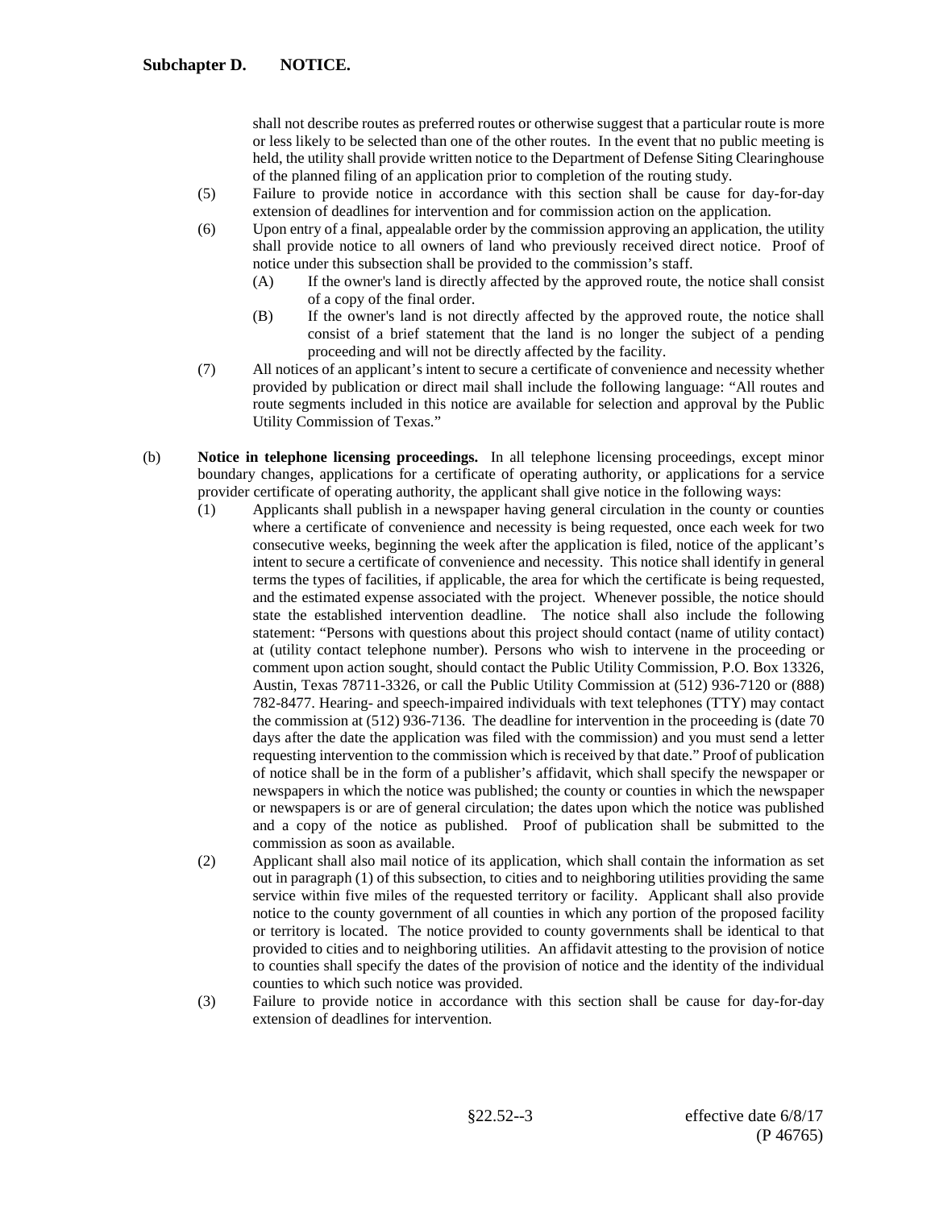shall not describe routes as preferred routes or otherwise suggest that a particular route is more or less likely to be selected than one of the other routes. In the event that no public meeting is held, the utility shall provide written notice to the Department of Defense Siting Clearinghouse of the planned filing of an application prior to completion of the routing study.

(5) Failure to provide notice in accordance with this section shall be cause for day-for-day extension of deadlines for intervention and for commission action on the application.

(6) Upon entry of a final, appealable order by the commission approving an application, the utility shall provide notice to all owners of land who previously received direct notice. Proof of notice under this subsection shall be provided to the commission's staff.

(A) If the owner's land is directly affected by the approved route, the notice shall consist of a copy of the final order.

(B) If the owner's land is not directly affected by the approved route, the notice shall consist of a brief statement that the land is no longer the subject of a pending proceeding and will not be directly affected by the facility.

(7) All notices of an applicant's intent to secure a certificate of convenience and necessity whether provided by publication or direct mail shall include the following language: "All routes and route segments included in this notice are available for selection and approval by the Public Utility Commission of Texas."

(b) **Notice in telephone licensing proceedings.** In all telephone licensing proceedings, except minor boundary changes, applications for a certificate of operating authority, or applications for a service provider certificate of operating authority, the applicant shall give notice in the following ways:

(1) Applicants shall publish in a newspaper having general circulation in the county or counties where a certificate of convenience and necessity is being requested, once each week for two consecutive weeks, beginning the week after the application is filed, notice of the applicant's intent to secure a certificate of convenience and necessity. This notice shall identify in general terms the types of facilities, if applicable, the area for which the certificate is being requested, and the estimated expense associated with the project. Whenever possible, the notice should state the established intervention deadline. The notice shall also include the following statement: "Persons with questions about this project should contact (name of utility contact) at (utility contact telephone number). Persons who wish to intervene in the proceeding or comment upon action sought, should contact the Public Utility Commission, P.O. Box 13326, Austin, Texas 78711-3326, or call the Public Utility Commission at (512) 936-7120 or (888) 782-8477. Hearing- and speech-impaired individuals with text telephones (TTY) may contact the commission at (512) 936-7136. The deadline for intervention in the proceeding is (date 70 days after the date the application was filed with the commission) and you must send a letter requesting intervention to the commission which is received by that date." Proof of publication of notice shall be in the form of a publisher's affidavit, which shall specify the newspaper or newspapers in which the notice was published; the county or counties in which the newspaper or newspapers is or are of general circulation; the dates upon which the notice was published and a copy of the notice as published. Proof of publication shall be submitted to the commission as soon as available.

(2) Applicant shall also mail notice of its application, which shall contain the information as set out in paragraph (1) of this subsection, to cities and to neighboring utilities providing the same service within five miles of the requested territory or facility. Applicant shall also provide notice to the county government of all counties in which any portion of the proposed facility or territory is located. The notice provided to county governments shall be identical to that provided to cities and to neighboring utilities. An affidavit attesting to the provision of notice to counties shall specify the dates of the provision of notice and the identity of the individual counties to which such notice was provided.

(3) Failure to provide notice in accordance with this section shall be cause for day-for-day extension of deadlines for intervention.